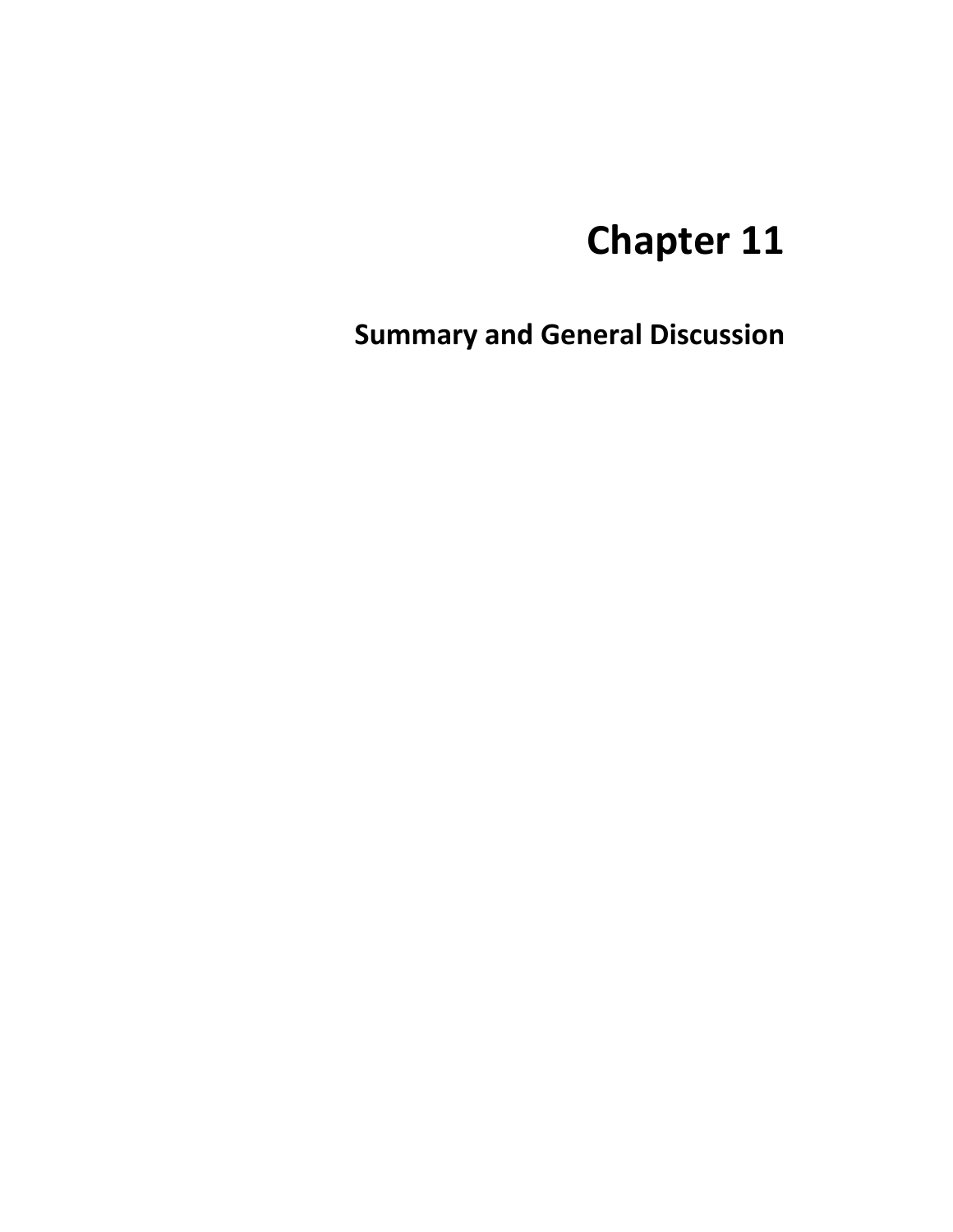# Chapter 11

## Summary and General Discussion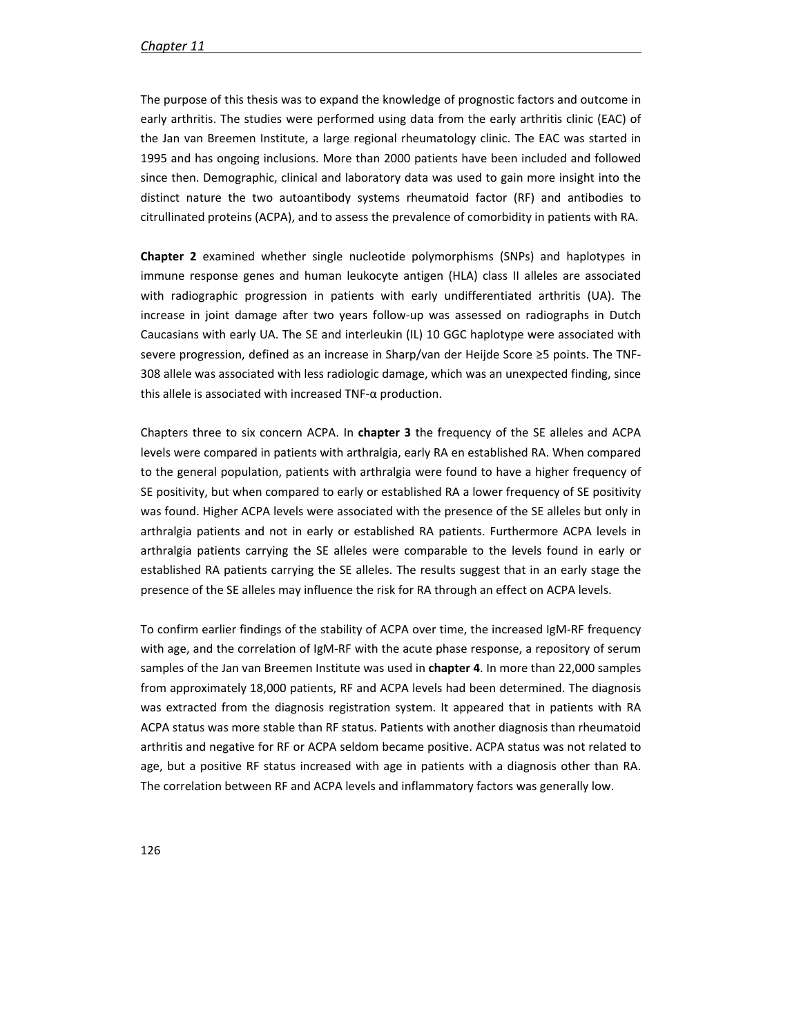The purpose of this thesis was to expand the knowledge of prognostic factors and outcome in early arthritis. The studies were performed using data from the early arthritis clinic (EAC) of the Jan van Breemen Institute, a large regional rheumatology clinic. The EAC was started in 1995 and has ongoing inclusions. More than 2000 patients have been included and followed since then. Demographic, clinical and laboratory data was used to gain more insight into the distinct nature the two autoantibody systems rheumatoid factor (RF) and antibodies to citrullinated proteins (ACPA), and to assess the prevalence of comorbidity in patients with RA.

**Chapter 2** examined whether single nucleotide polymorphisms (SNPs) and haplotypes in immune response genes and human leukocyte antigen (HLA) class II alleles are associated with radiographic progression in patients with early undifferentiated arthritis (UA). The increase in joint damage after two years follow-up was assessed on radiographs in Dutch Caucasians with early UA. The SE and interleukin (IL) 10 GGC haplotype were associated with severe progression, defined as an increase in Sharp/van der Heijde Score ≥5 points. The TNF-308 allele was associated with less radiologic damage, which was an unexpected finding, since this allele is associated with increased TNF-α production.

Chapters three to six concern ACPA. In **chapter 3** the frequency of the SE alleles and ACPA levels were compared in patients with arthralgia, early RA en established RA. When compared to the general population, patients with arthralgia were found to have a higher frequency of SE positivity, but when compared to early or established RA a lower frequency of SE positivity was found. Higher ACPA levels were associated with the presence of the SE alleles but only in arthralgia patients and not in early or established RA patients. Furthermore ACPA levels in arthralgia patients carrying the SE alleles were comparable to the levels found in early or established RA patients carrying the SE alleles. The results suggest that in an early stage the presence of the SE alleles may influence the risk for RA through an effect on ACPA levels.

To confirm earlier findings of the stability of ACPA over time, the increased IgM-RF frequency with age, and the correlation of IgM-RF with the acute phase response, a repository of serum samples of the Jan van Breemen Institute was used in **chapter 4**. In more than 22,000 samples from approximately 18,000 patients, RF and ACPA levels had been determined. The diagnosis was extracted from the diagnosis registration system. It appeared that in patients with RA ACPA status was more stable than RF status. Patients with another diagnosis than rheumatoid arthritis and negative for RF or ACPA seldom became positive. ACPA status was not related to age, but a positive RF status increased with age in patients with a diagnosis other than RA. The correlation between RF and ACPA levels and inflammatory factors was generally low.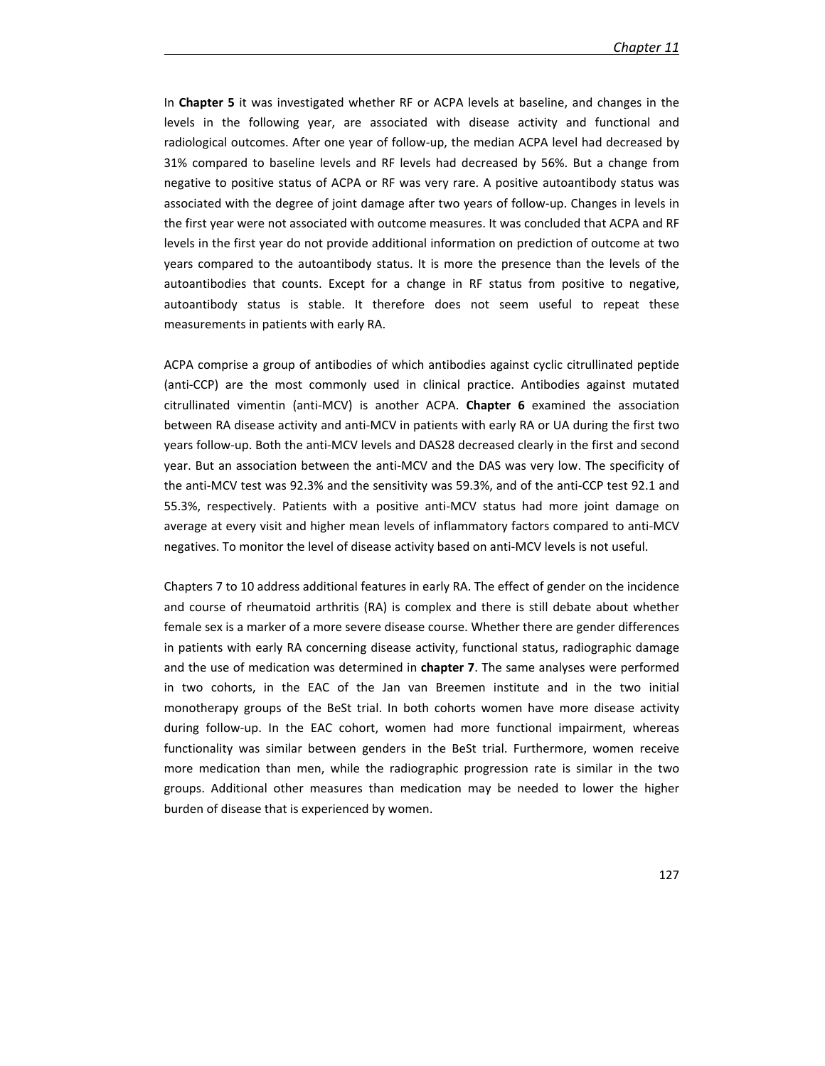In **Chapter 5** it was investigated whether RF or ACPA levels at baseline, and changes in the levels in the following year, are associated with disease activity and functional and radiological outcomes. After one year of follow-up, the median ACPA level had decreased by 31% compared to baseline levels and RF levels had decreased by 56%. But a change from negative to positive status of ACPA or RF was very rare. A positive autoantibody status was associated with the degree of joint damage after two years of follow-up. Changes in levels in the first year were not associated with outcome measures. It was concluded that ACPA and RF levels in the first year do not provide additional information on prediction of outcome at two years compared to the autoantibody status. It is more the presence than the levels of the autoantibodies that counts. Except for a change in RF status from positive to negative, autoantibody status is stable. It therefore does not seem useful to repeat these measurements in patients with early RA.

ACPA comprise a group of antibodies of which antibodies against cyclic citrullinated peptide (anti-CCP) are the most commonly used in clinical practice. Antibodies against mutated citrullinated vimentin (anti-MCV) is another ACPA. **Chapter 6** examined the association between RA disease activity and anti-MCV in patients with early RA or UA during the first two years follow-up. Both the anti-MCV levels and DAS28 decreased clearly in the first and second year. But an association between the anti-MCV and the DAS was very low. The specificity of the anti-MCV test was 92.3% and the sensitivity was 59.3%, and of the anti-CCP test 92.1 and 55.3%, respectively. Patients with a positive anti-MCV status had more joint damage on average at every visit and higher mean levels of inflammatory factors compared to anti-MCV negatives. To monitor the level of disease activity based on anti-MCV levels is not useful.

Chapters 7 to 10 address additional features in early RA. The effect of gender on the incidence and course of rheumatoid arthritis (RA) is complex and there is still debate about whether female sex is a marker of a more severe disease course. Whether there are gender differences in patients with early RA concerning disease activity, functional status, radiographic damage and the use of medication was determined in **chapter 7**. The same analyses were performed in two cohorts, in the EAC of the Jan van Breemen institute and in the two initial monotherapy groups of the BeSt trial. In both cohorts women have more disease activity during follow-up. In the EAC cohort, women had more functional impairment, whereas functionality was similar between genders in the BeSt trial. Furthermore, women receive more medication than men, while the radiographic progression rate is similar in the two groups. Additional other measures than medication may be needed to lower the higher burden of disease that is experienced by women.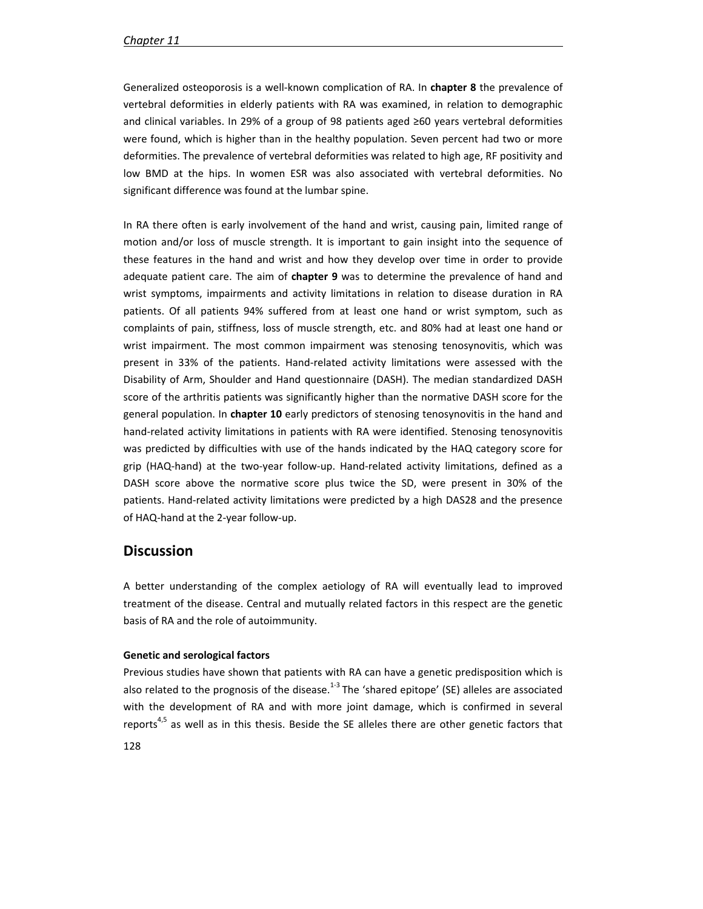Generalized osteoporosis is a well-known complication of RA. In **chapter 8** the prevalence of vertebral deformities in elderly patients with RA was examined, in relation to demographic and clinical variables. In 29% of a group of 98 patients aged ≥60 years vertebral deformities were found, which is higher than in the healthy population. Seven percent had two or more deformities. The prevalence of vertebral deformities was related to high age, RF positivity and low BMD at the hips. In women ESR was also associated with vertebral deformities. No significant difference was found at the lumbar spine.

In RA there often is early involvement of the hand and wrist, causing pain, limited range of motion and/or loss of muscle strength. It is important to gain insight into the sequence of these features in the hand and wrist and how they develop over time in order to provide adequate patient care. The aim of **chapter 9** was to determine the prevalence of hand and wrist symptoms, impairments and activity limitations in relation to disease duration in RA patients. Of all patients 94% suffered from at least one hand or wrist symptom, such as complaints of pain, stiffness, loss of muscle strength, etc. and 80% had at least one hand or wrist impairment. The most common impairment was stenosing tenosynovitis, which was present in 33% of the patients. Hand-related activity limitations were assessed with the Disability of Arm, Shoulder and Hand questionnaire (DASH). The median standardized DASH score of the arthritis patients was significantly higher than the normative DASH score for the general population. In **chapter 10** early predictors of stenosing tenosynovitis in the hand and hand-related activity limitations in patients with RA were identified. Stenosing tenosynovitis was predicted by difficulties with use of the hands indicated by the HAQ category score for grip (HAQ-hand) at the two-year follow-up. Hand-related activity limitations, defined as a DASH score above the normative score plus twice the SD, were present in 30% of the patients. Hand-related activity limitations were predicted by a high DAS28 and the presence of HAQ-hand at the 2-year follow-up.

## Discussion

A better understanding of the complex aetiology of RA will eventually lead to improved treatment of the disease. Central and mutually related factors in this respect are the genetic basis of RA and the role of autoimmunity.

**Genetic and serological factors**

Previous studies have shown that patients with RA can have a genetic predisposition which is also related to the prognosis of the disease.[1-3] The 'shared epitope' (SE) alleles are associated with the development of RA and with more joint damage, which is confirmed in several reports[4,5] as well as in this thesis. Beside the SE alleles there are other genetic factors that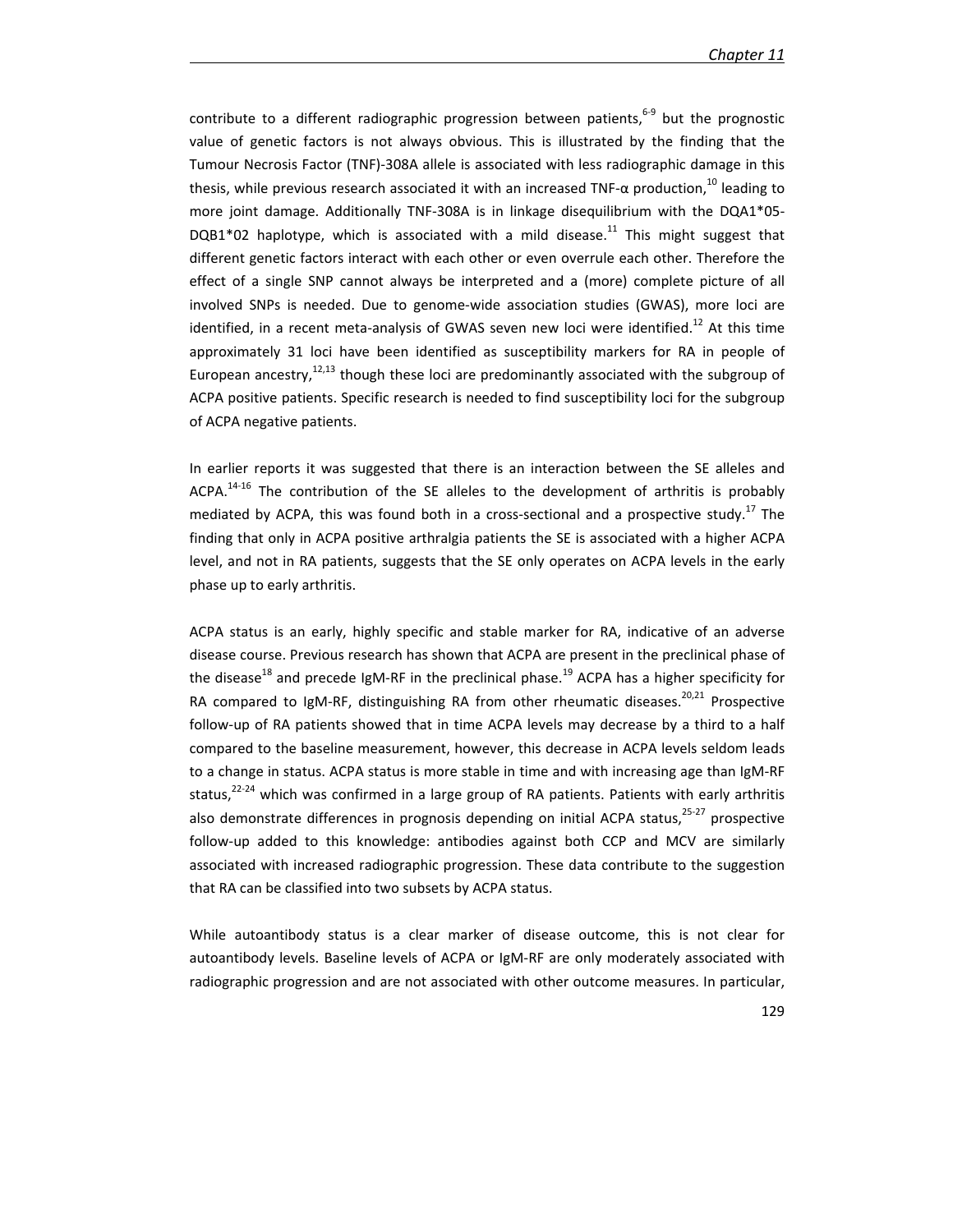contribute to a different radiographic progression between patients,[6-9] but the prognostic value of genetic factors is not always obvious. This is illustrated by the finding that the Tumour Necrosis Factor (TNF)-308A allele is associated with less radiographic damage in this thesis, while previous research associated it with an increased TNF-α production,[10] leading to more joint damage. Additionally TNF-308A is in linkage disequilibrium with the DQA1*05-DQB1*02 haplotype, which is associated with a mild disease.[11] This might suggest that different genetic factors interact with each other or even overrule each other. Therefore the effect of a single SNP cannot always be interpreted and a (more) complete picture of all involved SNPs is needed. Due to genome-wide association studies (GWAS), more loci are identified, in a recent meta-analysis of GWAS seven new loci were identified.[12] At this time approximately 31 loci have been identified as susceptibility markers for RA in people of European ancestry,[12,13] though these loci are predominantly associated with the subgroup of ACPA positive patients. Specific research is needed to find susceptibility loci for the subgroup of ACPA negative patients.

In earlier reports it was suggested that there is an interaction between the SE alleles and ACPA.[14-16] The contribution of the SE alleles to the development of arthritis is probably mediated by ACPA, this was found both in a cross-sectional and a prospective study.[17] The finding that only in ACPA positive arthralgia patients the SE is associated with a higher ACPA level, and not in RA patients, suggests that the SE only operates on ACPA levels in the early phase up to early arthritis.

ACPA status is an early, highly specific and stable marker for RA, indicative of an adverse disease course. Previous research has shown that ACPA are present in the preclinical phase of the disease[18] and precede IgM-RF in the preclinical phase.[19] ACPA has a higher specificity for RA compared to IgM-RF, distinguishing RA from other rheumatic diseases.[20,21] Prospective follow-up of RA patients showed that in time ACPA levels may decrease by a third to a half compared to the baseline measurement, however, this decrease in ACPA levels seldom leads to a change in status. ACPA status is more stable in time and with increasing age than IgM-RF status,[22-24] which was confirmed in a large group of RA patients. Patients with early arthritis also demonstrate differences in prognosis depending on initial ACPA status,[25-27] prospective follow-up added to this knowledge: antibodies against both CCP and MCV are similarly associated with increased radiographic progression. These data contribute to the suggestion that RA can be classified into two subsets by ACPA status.

While autoantibody status is a clear marker of disease outcome, this is not clear for autoantibody levels. Baseline levels of ACPA or IgM-RF are only moderately associated with radiographic progression and are not associated with other outcome measures. In particular,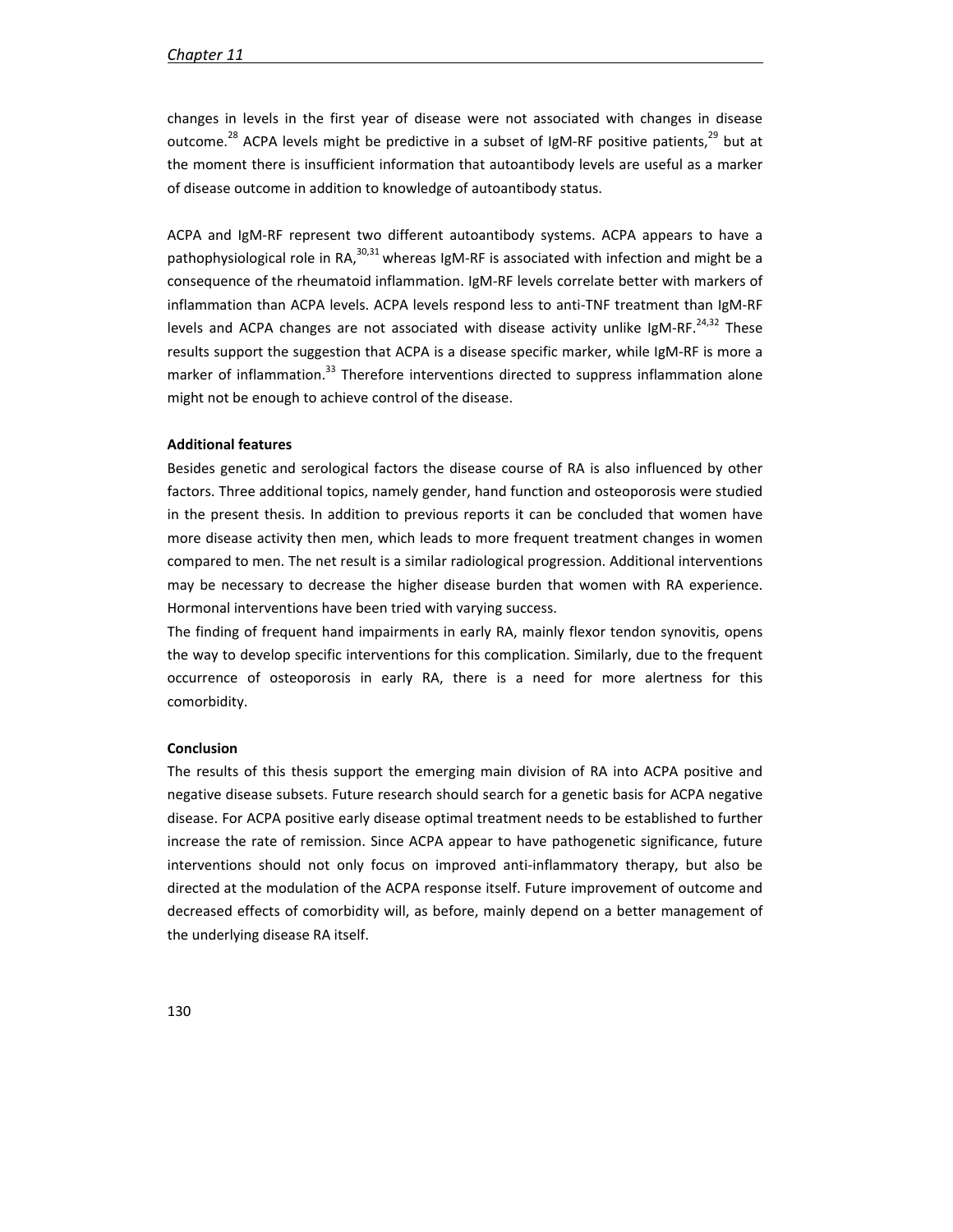changes in levels in the first year of disease were not associated with changes in disease outcome.[28] ACPA levels might be predictive in a subset of IgM-RF positive patients,[29] but at the moment there is insufficient information that autoantibody levels are useful as a marker of disease outcome in addition to knowledge of autoantibody status.

ACPA and IgM-RF represent two different autoantibody systems. ACPA appears to have a pathophysiological role in RA,[30,31] whereas IgM-RF is associated with infection and might be a consequence of the rheumatoid inflammation. IgM-RF levels correlate better with markers of inflammation than ACPA levels. ACPA levels respond less to anti-TNF treatment than IgM-RF levels and ACPA changes are not associated with disease activity unlike IgM-RF.[24,32] These results support the suggestion that ACPA is a disease specific marker, while IgM-RF is more a marker of inflammation.[33] Therefore interventions directed to suppress inflammation alone might not be enough to achieve control of the disease.

**Additional features**

Besides genetic and serological factors the disease course of RA is also influenced by other factors. Three additional topics, namely gender, hand function and osteoporosis were studied in the present thesis. In addition to previous reports it can be concluded that women have more disease activity then men, which leads to more frequent treatment changes in women compared to men. The net result is a similar radiological progression. Additional interventions may be necessary to decrease the higher disease burden that women with RA experience. Hormonal interventions have been tried with varying success.

The finding of frequent hand impairments in early RA, mainly flexor tendon synovitis, opens the way to develop specific interventions for this complication. Similarly, due to the frequent occurrence of osteoporosis in early RA, there is a need for more alertness for this comorbidity.

**Conclusion**

The results of this thesis support the emerging main division of RA into ACPA positive and negative disease subsets. Future research should search for a genetic basis for ACPA negative disease. For ACPA positive early disease optimal treatment needs to be established to further increase the rate of remission. Since ACPA appear to have pathogenetic significance, future interventions should not only focus on improved anti-inflammatory therapy, but also be directed at the modulation of the ACPA response itself. Future improvement of outcome and decreased effects of comorbidity will, as before, mainly depend on a better management of the underlying disease RA itself.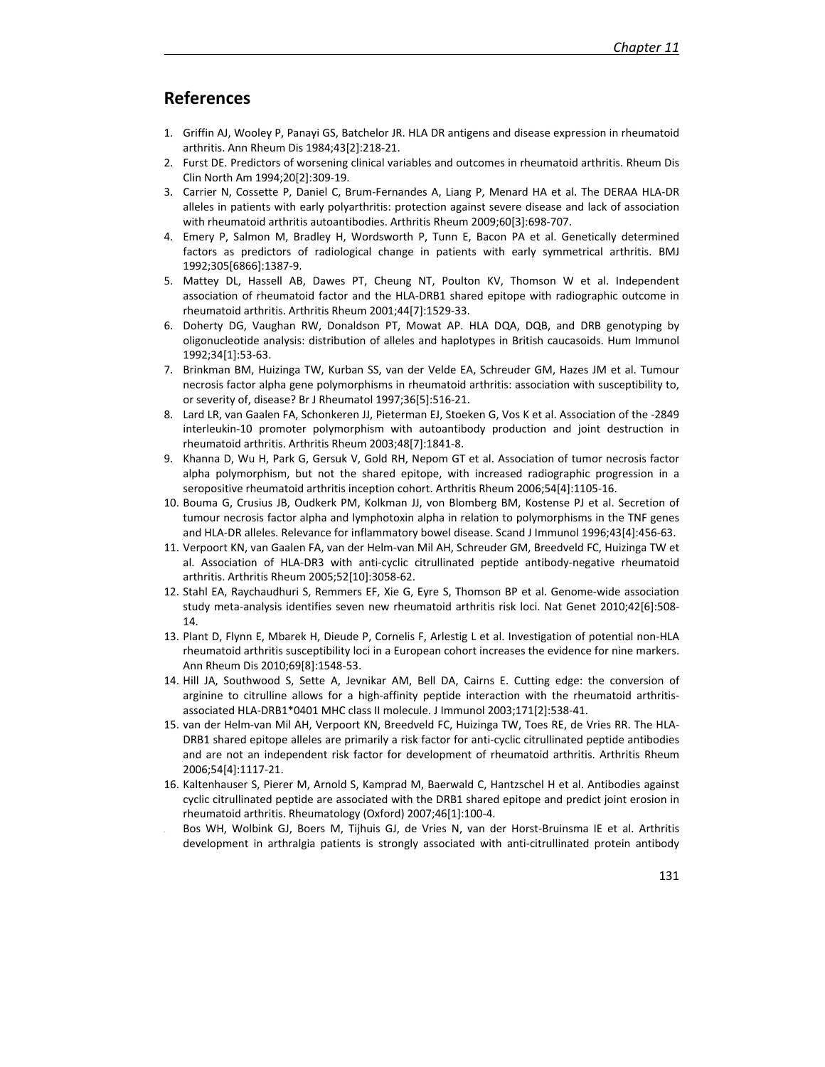## References

1. Griffin AJ, Wooley P, Panayi GS, Batchelor JR. HLA DR antigens and disease expression in rheumatoid arthritis. Ann Rheum Dis 1984;43[2]:218-21.
2. Furst DE. Predictors of worsening clinical variables and outcomes in rheumatoid arthritis. Rheum Dis Clin North Am 1994;20[2]:309-19.
3. Carrier N, Cossette P, Daniel C, Brum-Fernandes A, Liang P, Menard HA et al. The DERAA HLA-DR alleles in patients with early polyarthritis: protection against severe disease and lack of association with rheumatoid arthritis autoantibodies. Arthritis Rheum 2009;60[3]:698-707.
4. Emery P, Salmon M, Bradley H, Wordsworth P, Tunn E, Bacon PA et al. Genetically determined factors as predictors of radiological change in patients with early symmetrical arthritis. BMJ 1992;305[6866]:1387-9.
5. Mattey DL, Hassell AB, Dawes PT, Cheung NT, Poulton KV, Thomson W et al. Independent association of rheumatoid factor and the HLA-DRB1 shared epitope with radiographic outcome in rheumatoid arthritis. Arthritis Rheum 2001;44[7]:1529-33.
6. Doherty DG, Vaughan RW, Donaldson PT, Mowat AP. HLA DQA, DQB, and DRB genotyping by oligonucleotide analysis: distribution of alleles and haplotypes in British caucasoids. Hum Immunol 1992;34[1]:53-63.
7. Brinkman BM, Huizinga TW, Kurban SS, van der Velde EA, Schreuder GM, Hazes JM et al. Tumour necrosis factor alpha gene polymorphisms in rheumatoid arthritis: association with susceptibility to, or severity of, disease? Br J Rheumatol 1997;36[5]:516-21.
8. Lard LR, van Gaalen FA, Schonkeren JJ, Pieterman EJ, Stoeken G, Vos K et al. Association of the -2849 interleukin-10 promoter polymorphism with autoantibody production and joint destruction in rheumatoid arthritis. Arthritis Rheum 2003;48[7]:1841-8.
9. Khanna D, Wu H, Park G, Gersuk V, Gold RH, Nepom GT et al. Association of tumor necrosis factor alpha polymorphism, but not the shared epitope, with increased radiographic progression in a seropositive rheumatoid arthritis inception cohort. Arthritis Rheum 2006;54[4]:1105-16.
10. Bouma G, Crusius JB, Oudkerk PM, Kolkman JJ, von Blomberg BM, Kostense PJ et al. Secretion of tumour necrosis factor alpha and lymphotoxin alpha in relation to polymorphisms in the TNF genes and HLA-DR alleles. Relevance for inflammatory bowel disease. Scand J Immunol 1996;43[4]:456-63.
11. Verpoort KN, van Gaalen FA, van der Helm-van Mil AH, Schreuder GM, Breedveld FC, Huizinga TW et al. Association of HLA-DR3 with anti-cyclic citrullinated peptide antibody-negative rheumatoid arthritis. Arthritis Rheum 2005;52[10]:3058-62.
12. Stahl EA, Raychaudhuri S, Remmers EF, Xie G, Eyre S, Thomson BP et al. Genome-wide association study meta-analysis identifies seven new rheumatoid arthritis risk loci. Nat Genet 2010;42[6]:508-14.
13. Plant D, Flynn E, Mbarek H, Dieude P, Cornelis F, Arlestig L et al. Investigation of potential non-HLA rheumatoid arthritis susceptibility loci in a European cohort increases the evidence for nine markers. Ann Rheum Dis 2010;69[8]:1548-53.
14. Hill JA, Southwood S, Sette A, Jevnikar AM, Bell DA, Cairns E. Cutting edge: the conversion of arginine to citrulline allows for a high-affinity peptide interaction with the rheumatoid arthritis-associated HLA-DRB1*0401 MHC class II molecule. J Immunol 2003;171[2]:538-41.
15. van der Helm-van Mil AH, Verpoort KN, Breedveld FC, Huizinga TW, Toes RE, de Vries RR. The HLA-DRB1 shared epitope alleles are primarily a risk factor for anti-cyclic citrullinated peptide antibodies and are not an independent risk factor for development of rheumatoid arthritis. Arthritis Rheum 2006;54[4]:1117-21.
16. Kaltenhauser S, Pierer M, Arnold S, Kamprad M, Baerwald C, Hantzschel H et al. Antibodies against cyclic citrullinated peptide are associated with the DRB1 shared epitope and predict joint erosion in rheumatoid arthritis. Rheumatology (Oxford) 2007;46[1]:100-4.
17. Bos WH, Wolbink GJ, Boers M, Tijhuis GJ, de Vries N, van der Horst-Bruinsma IE et al. Arthritis development in arthralgia patients is strongly associated with anti-citrullinated protein antibody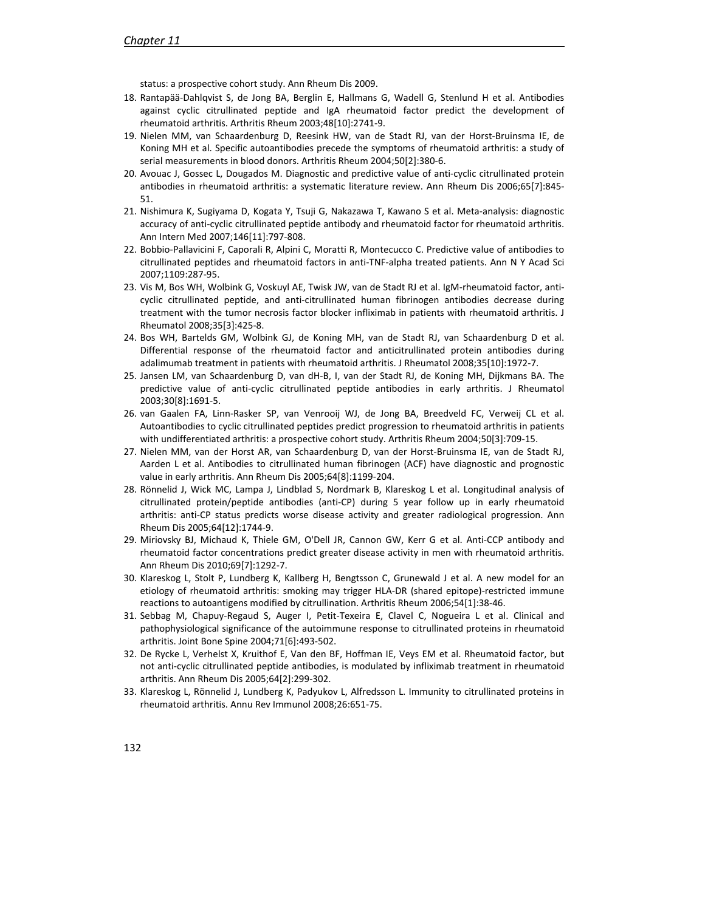status: a prospective cohort study. Ann Rheum Dis 2009.

18. Rantapää-Dahlqvist S, de Jong BA, Berglin E, Hallmans G, Wadell G, Stenlund H et al. Antibodies against cyclic citrullinated peptide and IgA rheumatoid factor predict the development of rheumatoid arthritis. Arthritis Rheum 2003;48[10]:2741-9.
19. Nielen MM, van Schaardenburg D, Reesink HW, van de Stadt RJ, van der Horst-Bruinsma IE, de Koning MH et al. Specific autoantibodies precede the symptoms of rheumatoid arthritis: a study of serial measurements in blood donors. Arthritis Rheum 2004;50[2]:380-6.
20. Avouac J, Gossec L, Dougados M. Diagnostic and predictive value of anti-cyclic citrullinated protein antibodies in rheumatoid arthritis: a systematic literature review. Ann Rheum Dis 2006;65[7]:845-51.
21. Nishimura K, Sugiyama D, Kogata Y, Tsuji G, Nakazawa T, Kawano S et al. Meta-analysis: diagnostic accuracy of anti-cyclic citrullinated peptide antibody and rheumatoid factor for rheumatoid arthritis. Ann Intern Med 2007;146[11]:797-808.
22. Bobbio-Pallavicini F, Caporali R, Alpini C, Moratti R, Montecucco C. Predictive value of antibodies to citrullinated peptides and rheumatoid factors in anti-TNF-alpha treated patients. Ann N Y Acad Sci 2007;1109:287-95.
23. Vis M, Bos WH, Wolbink G, Voskuyl AE, Twisk JW, van de Stadt RJ et al. IgM-rheumatoid factor, anti-cyclic citrullinated peptide, and anti-citrullinated human fibrinogen antibodies decrease during treatment with the tumor necrosis factor blocker infliximab in patients with rheumatoid arthritis. J Rheumatol 2008;35[3]:425-8.
24. Bos WH, Bartelds GM, Wolbink GJ, de Koning MH, van de Stadt RJ, van Schaardenburg D et al. Differential response of the rheumatoid factor and anticitrullinated protein antibodies during adalimumab treatment in patients with rheumatoid arthritis. J Rheumatol 2008;35[10]:1972-7.
25. Jansen LM, van Schaardenburg D, van dH-B, I, van der Stadt RJ, de Koning MH, Dijkmans BA. The predictive value of anti-cyclic citrullinated peptide antibodies in early arthritis. J Rheumatol 2003;30[8]:1691-5.
26. van Gaalen FA, Linn-Rasker SP, van Venrooij WJ, de Jong BA, Breedveld FC, Verweij CL et al. Autoantibodies to cyclic citrullinated peptides predict progression to rheumatoid arthritis in patients with undifferentiated arthritis: a prospective cohort study. Arthritis Rheum 2004;50[3]:709-15.
27. Nielen MM, van der Horst AR, van Schaardenburg D, van der Horst-Bruinsma IE, van de Stadt RJ, Aarden L et al. Antibodies to citrullinated human fibrinogen (ACF) have diagnostic and prognostic value in early arthritis. Ann Rheum Dis 2005;64[8]:1199-204.
28. Rönnelid J, Wick MC, Lampa J, Lindblad S, Nordmark B, Klareskog L et al. Longitudinal analysis of citrullinated protein/peptide antibodies (anti-CP) during 5 year follow up in early rheumatoid arthritis: anti-CP status predicts worse disease activity and greater radiological progression. Ann Rheum Dis 2005;64[12]:1744-9.
29. Miriovsky BJ, Michaud K, Thiele GM, O'Dell JR, Cannon GW, Kerr G et al. Anti-CCP antibody and rheumatoid factor concentrations predict greater disease activity in men with rheumatoid arthritis. Ann Rheum Dis 2010;69[7]:1292-7.
30. Klareskog L, Stolt P, Lundberg K, Kallberg H, Bengtsson C, Grunewald J et al. A new model for an etiology of rheumatoid arthritis: smoking may trigger HLA-DR (shared epitope)-restricted immune reactions to autoantigens modified by citrullination. Arthritis Rheum 2006;54[1]:38-46.
31. Sebbag M, Chapuy-Regaud S, Auger I, Petit-Texeira E, Clavel C, Nogueira L et al. Clinical and pathophysiological significance of the autoimmune response to citrullinated proteins in rheumatoid arthritis. Joint Bone Spine 2004;71[6]:493-502.
32. De Rycke L, Verhelst X, Kruithof E, Van den BF, Hoffman IE, Veys EM et al. Rheumatoid factor, but not anti-cyclic citrullinated peptide antibodies, is modulated by infliximab treatment in rheumatoid arthritis. Ann Rheum Dis 2005;64[2]:299-302.
33. Klareskog L, Rönnelid J, Lundberg K, Padyukov L, Alfredsson L. Immunity to citrullinated proteins in rheumatoid arthritis. Annu Rev Immunol 2008;26:651-75.